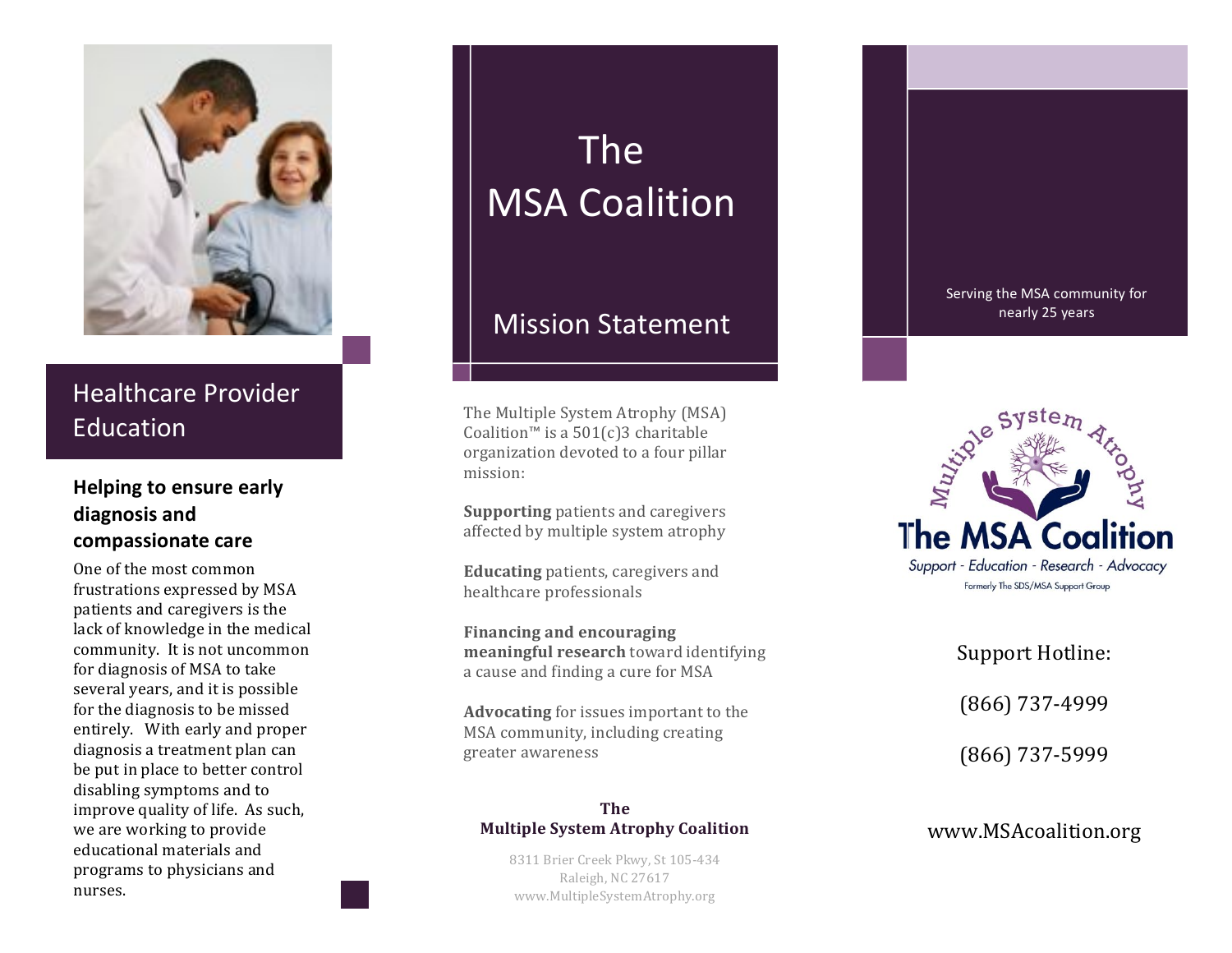## Healthcare Provider Education

### Helping to ensure early diagnosis and compassionate care

One of the most common frustrations expressed by MSA patients and caregivers is the lack of knowledge in the medical community. It is not uncommon for diagnosis of MSA to take several years, and it is possible for the diagnosis to be missed entirely. With early and proper diagnosis a treatment plan can be put in place to better control disabling symptoms and to improve quality of life. As such, we are working to provide educational materials and programs to physicians and nurses.

# The MSA Coalition

## Mission Statement

The Multiple System Atrophy (MSA) Coalition™ is a 501(c)3 charitable organization devoted to a four pillar mission:

**Supporting** patients and caregivers affected by multiple system atrophy

**Educating** patients, caregivers and healthcare professionals

**Financing and encouraging meaningful research** toward identifying a cause and finding a cure for MSA

**Advocating** for issues important to the MSA community, including creating greater awareness

**The Multiple System Atrophy Coalition**

8311 Brier Creek Pkwy, St 105-434
Raleigh, NC 27617
www.MultipleSystemAtrophy.org

Serving the MSA community for nearly 25 years

Multiple System Atrophy
The MSA Coalition
Support - Education - Research - Advocacy
Formerly The SDS/MSA Support Group

Support Hotline:

(866) 737-4999

(866) 737-5999

www.MSAcoalition.org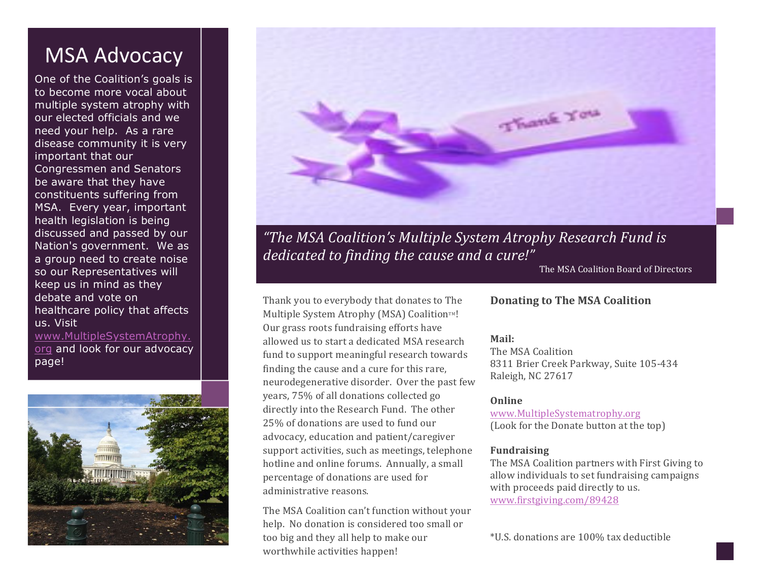# MSA Advocacy

One of the Coalition's goals is to become more vocal about multiple system atrophy with our elected officials and we need your help. As a rare disease community it is very important that our Congressmen and Senators be aware that they have constituents suffering from MSA. Every year, important health legislation is being discussed and passed by our Nation's government. We as a group need to create noise so our Representatives will keep us in mind as they debate and vote on healthcare policy that affects us. Visit www.MultipleSystemAtrophy.org and look for our advocacy page!

*"The MSA Coalition's Multiple System Atrophy Research Fund is dedicated to finding the cause and a cure!"*

The MSA Coalition Board of Directors

Thank you to everybody that donates to The Multiple System Atrophy (MSA) Coalition™! Our grass roots fundraising efforts have allowed us to start a dedicated MSA research fund to support meaningful research towards finding the cause and a cure for this rare, neurodegenerative disorder. Over the past few years, 75% of all donations collected go directly into the Research Fund. The other 25% of donations are used to fund our advocacy, education and patient/caregiver support activities, such as meetings, telephone hotline and online forums. Annually, a small percentage of donations are used for administrative reasons.

The MSA Coalition can't function without your help. No donation is considered too small or too big and they all help to make our worthwhile activities happen!

## Donating to The MSA Coalition

**Mail:**
The MSA Coalition
8311 Brier Creek Parkway, Suite 105-434
Raleigh, NC 27617

**Online**
www.MultipleSystematrophy.org
(Look for the Donate button at the top)

**Fundraising**
The MSA Coalition partners with First Giving to allow individuals to set fundraising campaigns with proceeds paid directly to us.
www.firstgiving.com/89428

*U.S. donations are 100% tax deductible